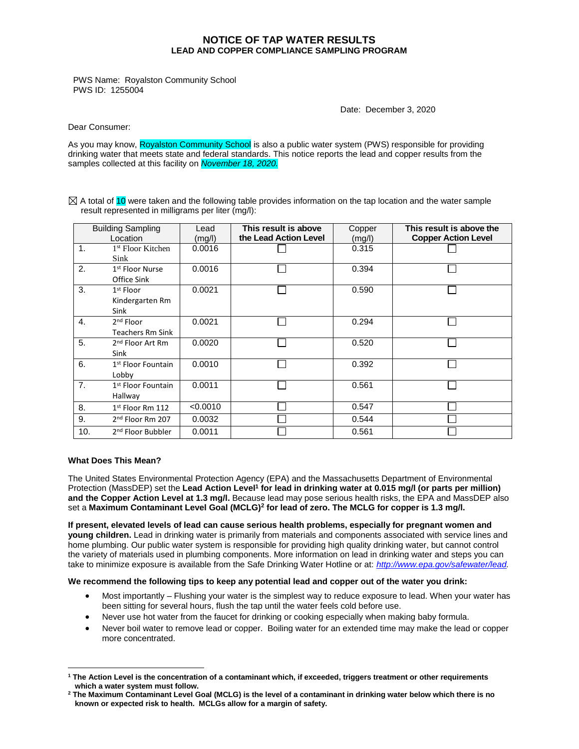# NOTICE OF TAP WATER RESULTS

## LEAD AND COPPER COMPLIANCE SAMPLING PROGRAM

PWS Name: Royalston Community School
PWS ID: 1255004

Date: December 3, 2020

Dear Consumer:

As you may know, Royalston Community School is also a public water system (PWS) responsible for providing drinking water that meets state and federal standards. This notice reports the lead and copper results from the samples collected at this facility on *November 18, 2020.*

☒ A total of 10 were taken and the following table provides information on the tap location and the water sample result represented in milligrams per liter (mg/l):

| Building Sampling Location | | Lead (mg/l) | **This result is above the Lead Action Level** | Copper (mg/l) | **This result is above the Copper Action Level** |
|---|---|---|---|---|---|
| 1. | 1st Floor Kitchen Sink | 0.0016 | ☐ | 0.315 | ☐ |
| 2. | 1st Floor Nurse Office Sink | 0.0016 | ☐ | 0.394 | ☐ |
| 3. | 1st Floor Kindergarten Rm Sink | 0.0021 | ☐ | 0.590 | ☐ |
| 4. | 2nd Floor Teachers Rm Sink | 0.0021 | ☐ | 0.294 | ☐ |
| 5. | 2nd Floor Art Rm Sink | 0.0020 | ☐ | 0.520 | ☐ |
| 6. | 1st Floor Fountain Lobby | 0.0010 | ☐ | 0.392 | ☐ |
| 7. | 1st Floor Fountain Hallway | 0.0011 | ☐ | 0.561 | ☐ |
| 8. | 1st Floor Rm 112 | <0.0010 | ☐ | 0.547 | ☐ |
| 9. | 2nd Floor Rm 207 | 0.0032 | ☐ | 0.544 | ☐ |
| 10. | 2nd Floor Bubbler | 0.0011 | ☐ | 0.561 | ☐ |

**What Does This Mean?**

The United States Environmental Protection Agency (EPA) and the Massachusetts Department of Environmental Protection (MassDEP) set the **Lead Action Level[1] for lead in drinking water at 0.015 mg/l (or parts per million) and the Copper Action Level at 1.3 mg/l.** Because lead may pose serious health risks, the EPA and MassDEP also set a **Maximum Contaminant Level Goal (MCLG)[2] for lead of zero. The MCLG for copper is 1.3 mg/l.**

**If present, elevated levels of lead can cause serious health problems, especially for pregnant women and young children.** Lead in drinking water is primarily from materials and components associated with service lines and home plumbing. Our public water system is responsible for providing high quality drinking water, but cannot control the variety of materials used in plumbing components. More information on lead in drinking water and steps you can take to minimize exposure is available from the Safe Drinking Water Hotline or at: *http://www.epa.gov/safewater/lead.*

**We recommend the following tips to keep any potential lead and copper out of the water you drink:**

- Most importantly – Flushing your water is the simplest way to reduce exposure to lead. When your water has been sitting for several hours, flush the tap until the water feels cold before use.
- Never use hot water from the faucet for drinking or cooking especially when making baby formula.
- Never boil water to remove lead or copper. Boiling water for an extended time may make the lead or copper more concentrated.

---

**[1] The Action Level is the concentration of a contaminant which, if exceeded, triggers treatment or other requirements which a water system must follow.**

**[2] The Maximum Contaminant Level Goal (MCLG) is the level of a contaminant in drinking water below which there is no known or expected risk to health. MCLGs allow for a margin of safety.**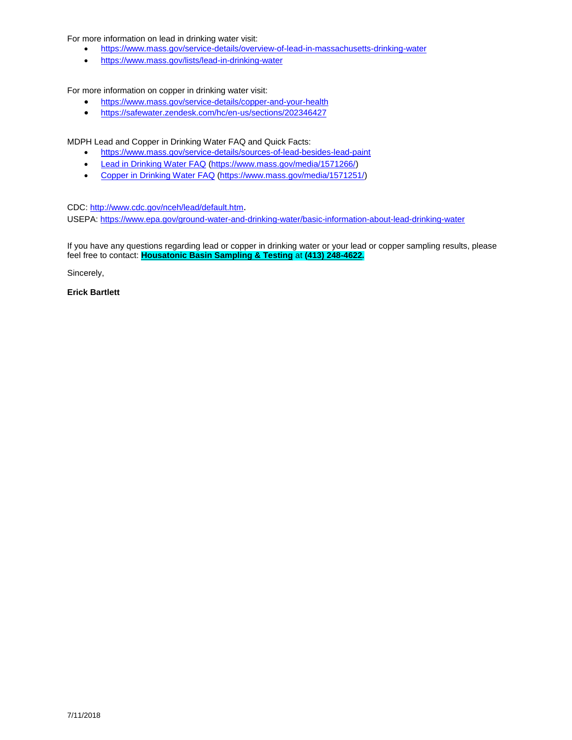For more information on lead in drinking water visit:

- https://www.mass.gov/service-details/overview-of-lead-in-massachusetts-drinking-water
- https://www.mass.gov/lists/lead-in-drinking-water

For more information on copper in drinking water visit:

- https://www.mass.gov/service-details/copper-and-your-health
- https://safewater.zendesk.com/hc/en-us/sections/202346427

MDPH Lead and Copper in Drinking Water FAQ and Quick Facts:

- https://www.mass.gov/service-details/sources-of-lead-besides-lead-paint
- Lead in Drinking Water FAQ (https://www.mass.gov/media/1571266/)
- Copper in Drinking Water FAQ (https://www.mass.gov/media/1571251/)

CDC: http://www.cdc.gov/nceh/lead/default.htm.
USEPA: https://www.epa.gov/ground-water-and-drinking-water/basic-information-about-lead-drinking-water

If you have any questions regarding lead or copper in drinking water or your lead or copper sampling results, please feel free to contact: **Housatonic Basin Sampling & Testing** at **(413) 248-4622**.

Sincerely,

**Erick Bartlett**

7/11/2018